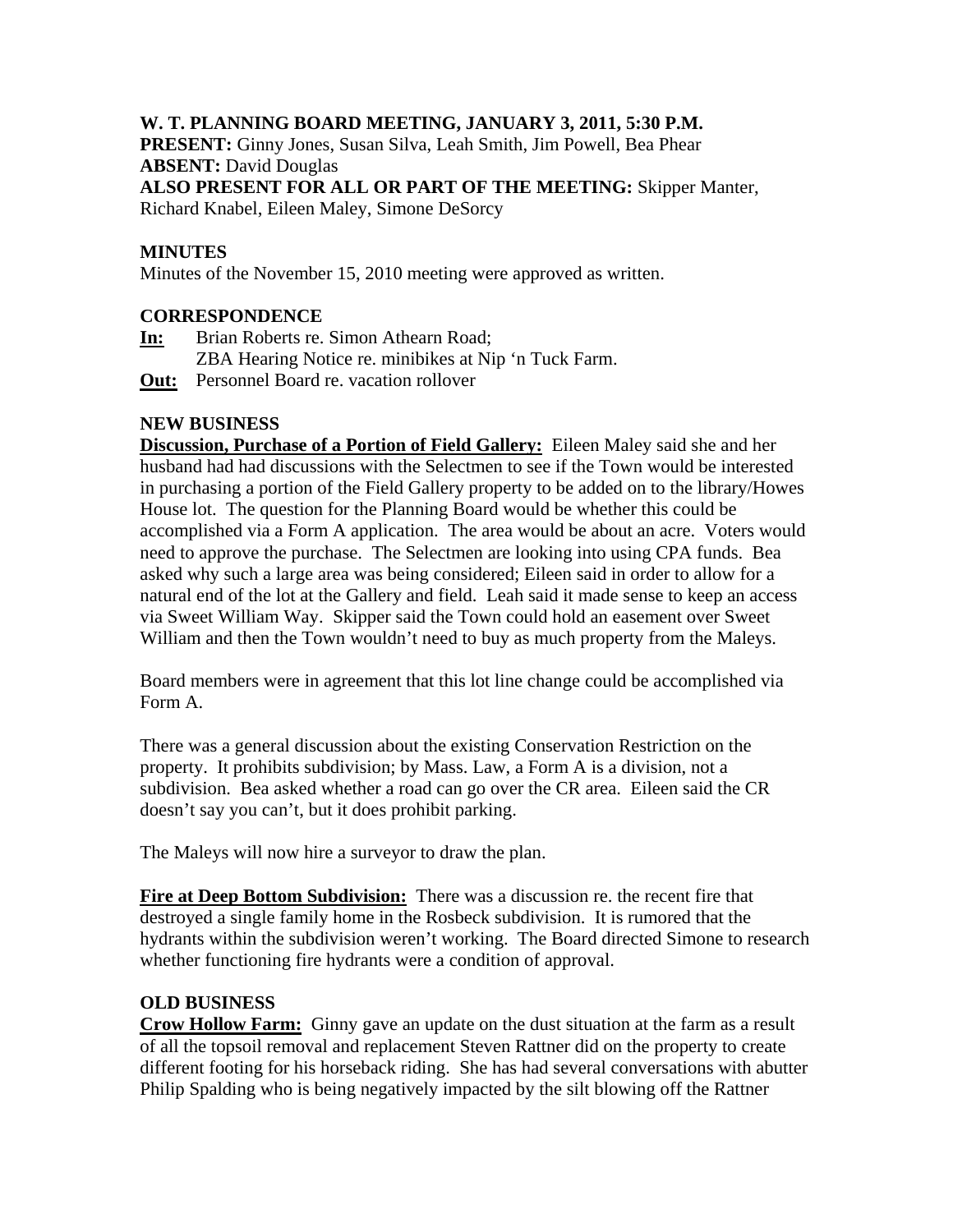**W. T. PLANNING BOARD MEETING, JANUARY 3, 2011, 5:30 P.M.**
**PRESENT:** Ginny Jones, Susan Silva, Leah Smith, Jim Powell, Bea Phear
**ABSENT:** David Douglas
**ALSO PRESENT FOR ALL OR PART OF THE MEETING:** Skipper Manter, Richard Knabel, Eileen Maley, Simone DeSorcy

**MINUTES**
Minutes of the November 15, 2010 meeting were approved as written.

**CORRESPONDENCE**
**In:** Brian Roberts re. Simon Athearn Road;
ZBA Hearing Notice re. minibikes at Nip 'n Tuck Farm.
**Out:** Personnel Board re. vacation rollover

**NEW BUSINESS**
**Discussion, Purchase of a Portion of Field Gallery:** Eileen Maley said she and her husband had had discussions with the Selectmen to see if the Town would be interested in purchasing a portion of the Field Gallery property to be added on to the library/Howes House lot. The question for the Planning Board would be whether this could be accomplished via a Form A application. The area would be about an acre. Voters would need to approve the purchase. The Selectmen are looking into using CPA funds. Bea asked why such a large area was being considered; Eileen said in order to allow for a natural end of the lot at the Gallery and field. Leah said it made sense to keep an access via Sweet William Way. Skipper said the Town could hold an easement over Sweet William and then the Town wouldn't need to buy as much property from the Maleys.

Board members were in agreement that this lot line change could be accomplished via Form A.

There was a general discussion about the existing Conservation Restriction on the property. It prohibits subdivision; by Mass. Law, a Form A is a division, not a subdivision. Bea asked whether a road can go over the CR area. Eileen said the CR doesn't say you can't, but it does prohibit parking.

The Maleys will now hire a surveyor to draw the plan.

**Fire at Deep Bottom Subdivision:** There was a discussion re. the recent fire that destroyed a single family home in the Rosbeck subdivision. It is rumored that the hydrants within the subdivision weren't working. The Board directed Simone to research whether functioning fire hydrants were a condition of approval.

**OLD BUSINESS**
**Crow Hollow Farm:** Ginny gave an update on the dust situation at the farm as a result of all the topsoil removal and replacement Steven Rattner did on the property to create different footing for his horseback riding. She has had several conversations with abutter Philip Spalding who is being negatively impacted by the silt blowing off the Rattner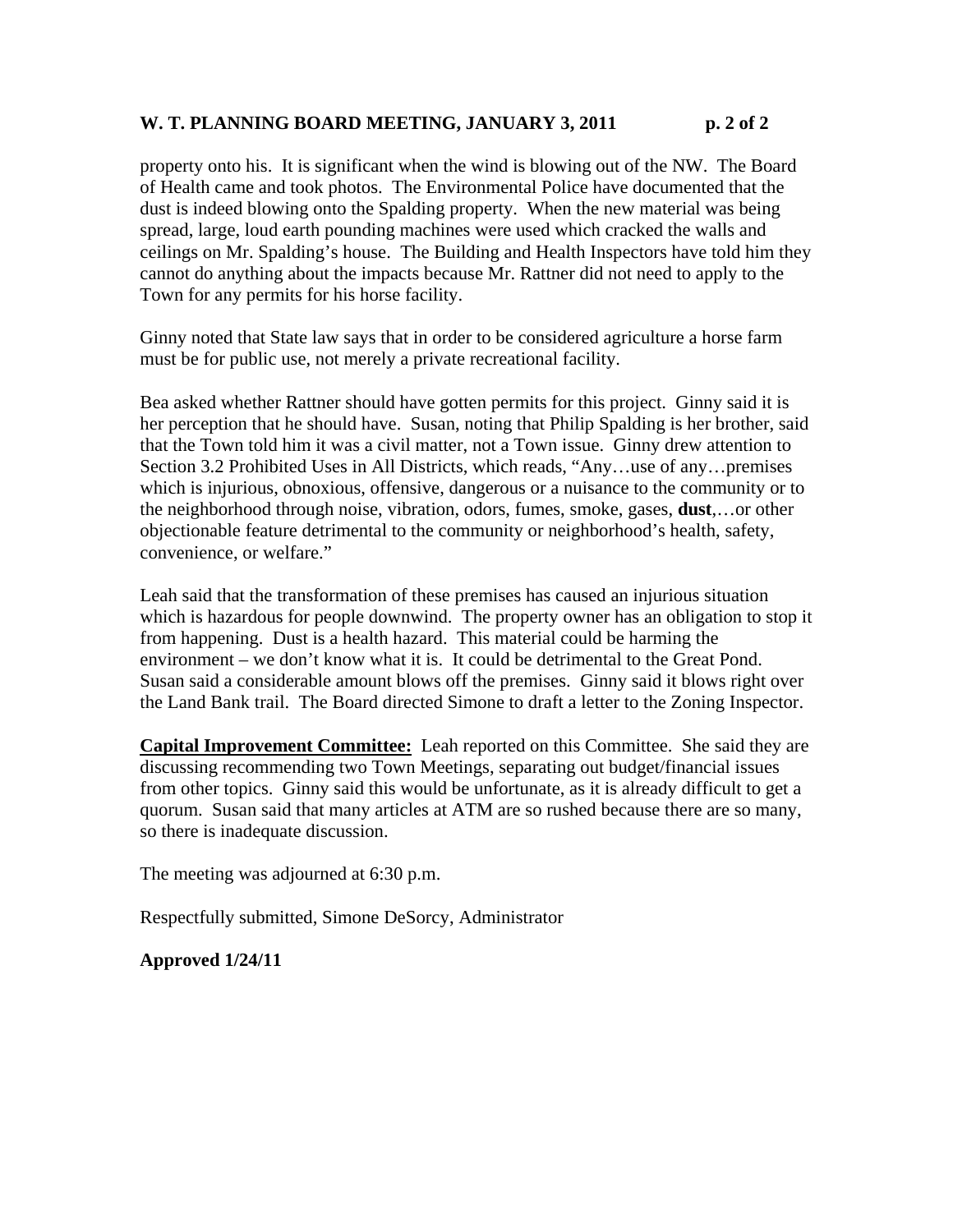property onto his. It is significant when the wind is blowing out of the NW. The Board of Health came and took photos. The Environmental Police have documented that the dust is indeed blowing onto the Spalding property. When the new material was being spread, large, loud earth pounding machines were used which cracked the walls and ceilings on Mr. Spalding's house. The Building and Health Inspectors have told him they cannot do anything about the impacts because Mr. Rattner did not need to apply to the Town for any permits for his horse facility.

Ginny noted that State law says that in order to be considered agriculture a horse farm must be for public use, not merely a private recreational facility.

Bea asked whether Rattner should have gotten permits for this project. Ginny said it is her perception that he should have. Susan, noting that Philip Spalding is her brother, said that the Town told him it was a civil matter, not a Town issue. Ginny drew attention to Section 3.2 Prohibited Uses in All Districts, which reads, "Any…use of any…premises which is injurious, obnoxious, offensive, dangerous or a nuisance to the community or to the neighborhood through noise, vibration, odors, fumes, smoke, gases, **dust**,…or other objectionable feature detrimental to the community or neighborhood's health, safety, convenience, or welfare."

Leah said that the transformation of these premises has caused an injurious situation which is hazardous for people downwind. The property owner has an obligation to stop it from happening. Dust is a health hazard. This material could be harming the environment – we don't know what it is. It could be detrimental to the Great Pond. Susan said a considerable amount blows off the premises. Ginny said it blows right over the Land Bank trail. The Board directed Simone to draft a letter to the Zoning Inspector.

**Capital Improvement Committee:** Leah reported on this Committee. She said they are discussing recommending two Town Meetings, separating out budget/financial issues from other topics. Ginny said this would be unfortunate, as it is already difficult to get a quorum. Susan said that many articles at ATM are so rushed because there are so many, so there is inadequate discussion.

The meeting was adjourned at 6:30 p.m.

Respectfully submitted, Simone DeSorcy, Administrator

**Approved 1/24/11**